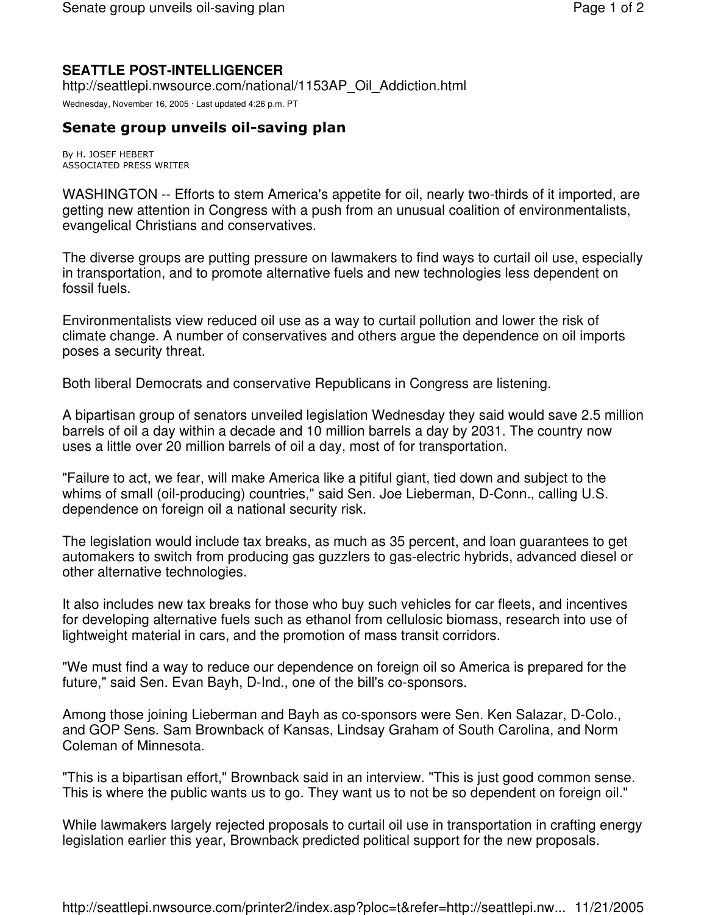**SEATTLE POST-INTELLIGENCER**
http://seattlepi.nwsource.com/national/1153AP_Oil_Addiction.html

Wednesday, November 16, 2005 · Last updated 4:26 p.m. PT

## Senate group unveils oil-saving plan

By H. JOSEF HEBERT
ASSOCIATED PRESS WRITER

WASHINGTON -- Efforts to stem America's appetite for oil, nearly two-thirds of it imported, are getting new attention in Congress with a push from an unusual coalition of environmentalists, evangelical Christians and conservatives.

The diverse groups are putting pressure on lawmakers to find ways to curtail oil use, especially in transportation, and to promote alternative fuels and new technologies less dependent on fossil fuels.

Environmentalists view reduced oil use as a way to curtail pollution and lower the risk of climate change. A number of conservatives and others argue the dependence on oil imports poses a security threat.

Both liberal Democrats and conservative Republicans in Congress are listening.

A bipartisan group of senators unveiled legislation Wednesday they said would save 2.5 million barrels of oil a day within a decade and 10 million barrels a day by 2031. The country now uses a little over 20 million barrels of oil a day, most of for transportation.

"Failure to act, we fear, will make America like a pitiful giant, tied down and subject to the whims of small (oil-producing) countries," said Sen. Joe Lieberman, D-Conn., calling U.S. dependence on foreign oil a national security risk.

The legislation would include tax breaks, as much as 35 percent, and loan guarantees to get automakers to switch from producing gas guzzlers to gas-electric hybrids, advanced diesel or other alternative technologies.

It also includes new tax breaks for those who buy such vehicles for car fleets, and incentives for developing alternative fuels such as ethanol from cellulosic biomass, research into use of lightweight material in cars, and the promotion of mass transit corridors.

"We must find a way to reduce our dependence on foreign oil so America is prepared for the future," said Sen. Evan Bayh, D-Ind., one of the bill's co-sponsors.

Among those joining Lieberman and Bayh as co-sponsors were Sen. Ken Salazar, D-Colo., and GOP Sens. Sam Brownback of Kansas, Lindsay Graham of South Carolina, and Norm Coleman of Minnesota.

"This is a bipartisan effort," Brownback said in an interview. "This is just good common sense. This is where the public wants us to go. They want us to not be so dependent on foreign oil."

While lawmakers largely rejected proposals to curtail oil use in transportation in crafting energy legislation earlier this year, Brownback predicted political support for the new proposals.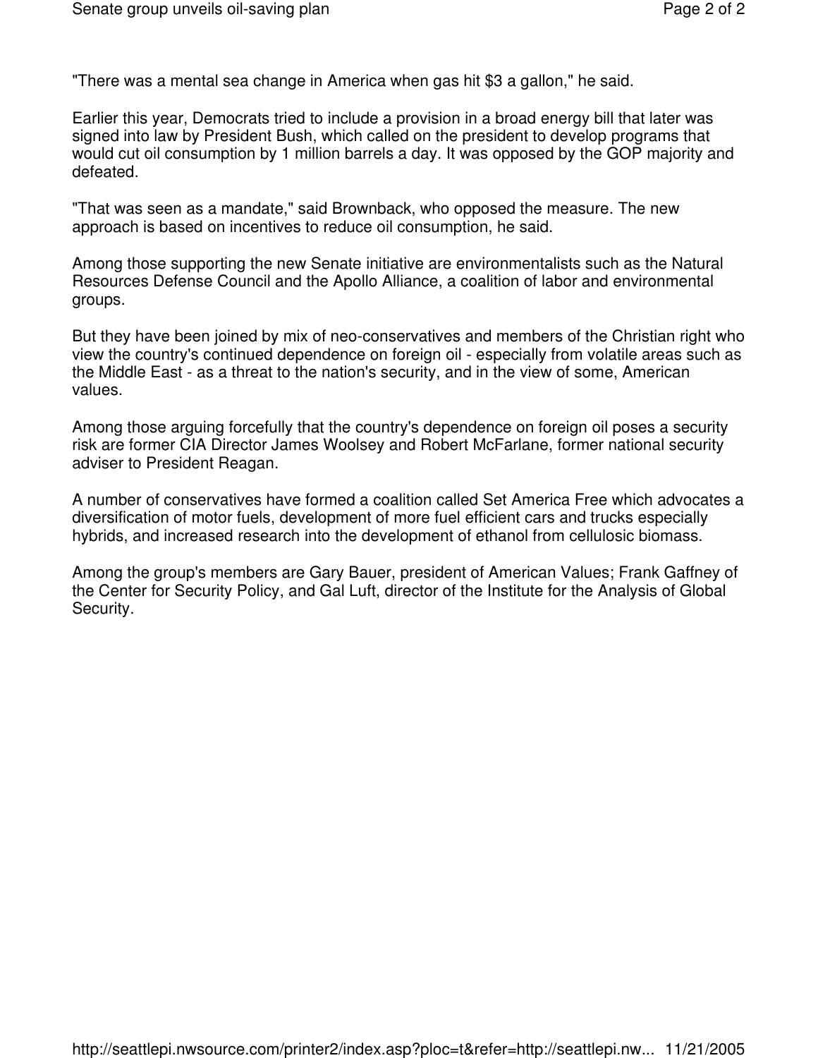"There was a mental sea change in America when gas hit $3 a gallon," he said.

Earlier this year, Democrats tried to include a provision in a broad energy bill that later was signed into law by President Bush, which called on the president to develop programs that would cut oil consumption by 1 million barrels a day. It was opposed by the GOP majority and defeated.

"That was seen as a mandate," said Brownback, who opposed the measure. The new approach is based on incentives to reduce oil consumption, he said.

Among those supporting the new Senate initiative are environmentalists such as the Natural Resources Defense Council and the Apollo Alliance, a coalition of labor and environmental groups.

But they have been joined by mix of neo-conservatives and members of the Christian right who view the country's continued dependence on foreign oil - especially from volatile areas such as the Middle East - as a threat to the nation's security, and in the view of some, American values.

Among those arguing forcefully that the country's dependence on foreign oil poses a security risk are former CIA Director James Woolsey and Robert McFarlane, former national security adviser to President Reagan.

A number of conservatives have formed a coalition called Set America Free which advocates a diversification of motor fuels, development of more fuel efficient cars and trucks especially hybrids, and increased research into the development of ethanol from cellulosic biomass.

Among the group's members are Gary Bauer, president of American Values; Frank Gaffney of the Center for Security Policy, and Gal Luft, director of the Institute for the Analysis of Global Security.